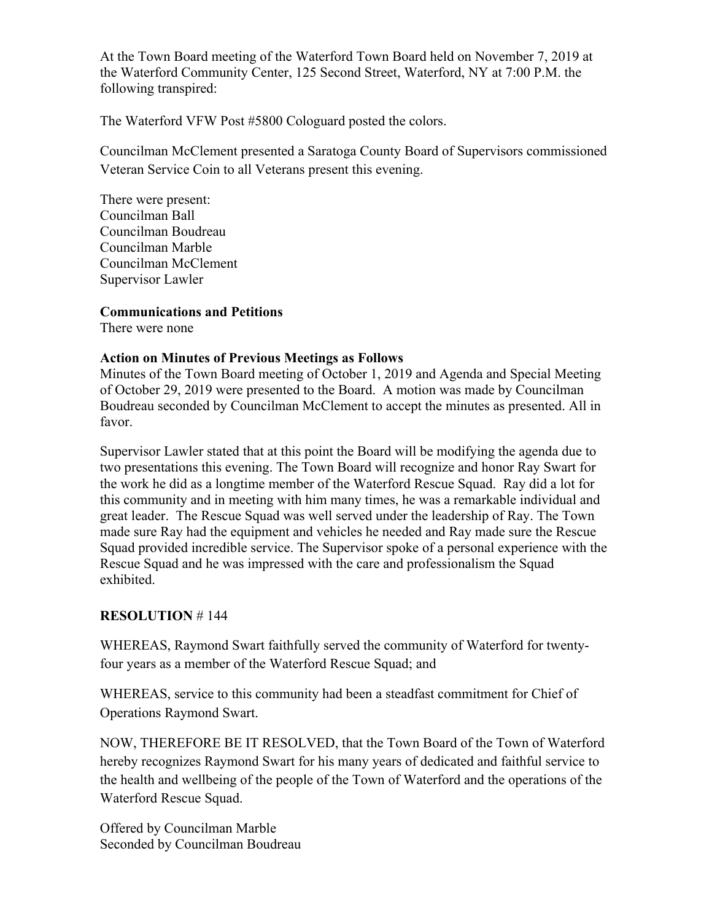At the Town Board meeting of the Waterford Town Board held on November 7, 2019 at the Waterford Community Center, 125 Second Street, Waterford, NY at 7:00 P.M. the following transpired:

The Waterford VFW Post #5800 Cologuard posted the colors.

Councilman McClement presented a Saratoga County Board of Supervisors commissioned Veteran Service Coin to all Veterans present this evening.

There were present:
Councilman Ball
Councilman Boudreau
Councilman Marble
Councilman McClement
Supervisor Lawler

**Communications and Petitions**
There were none

**Action on Minutes of Previous Meetings as Follows**
Minutes of the Town Board meeting of October 1, 2019 and Agenda and Special Meeting of October 29, 2019 were presented to the Board. A motion was made by Councilman Boudreau seconded by Councilman McClement to accept the minutes as presented. All in favor.

Supervisor Lawler stated that at this point the Board will be modifying the agenda due to two presentations this evening. The Town Board will recognize and honor Ray Swart for the work he did as a longtime member of the Waterford Rescue Squad. Ray did a lot for this community and in meeting with him many times, he was a remarkable individual and great leader. The Rescue Squad was well served under the leadership of Ray. The Town made sure Ray had the equipment and vehicles he needed and Ray made sure the Rescue Squad provided incredible service. The Supervisor spoke of a personal experience with the Rescue Squad and he was impressed with the care and professionalism the Squad exhibited.

**RESOLUTION** # 144

WHEREAS, Raymond Swart faithfully served the community of Waterford for twenty-four years as a member of the Waterford Rescue Squad; and

WHEREAS, service to this community had been a steadfast commitment for Chief of Operations Raymond Swart.

NOW, THEREFORE BE IT RESOLVED, that the Town Board of the Town of Waterford hereby recognizes Raymond Swart for his many years of dedicated and faithful service to the health and wellbeing of the people of the Town of Waterford and the operations of the Waterford Rescue Squad.

Offered by Councilman Marble
Seconded by Councilman Boudreau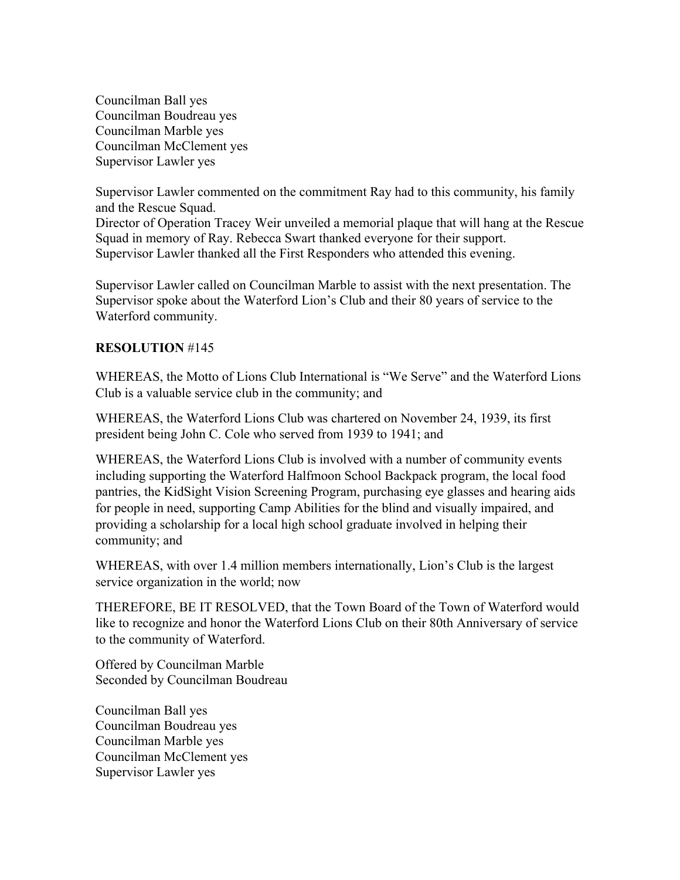Councilman Ball yes
Councilman Boudreau yes
Councilman Marble yes
Councilman McClement yes
Supervisor Lawler yes

Supervisor Lawler commented on the commitment Ray had to this community, his family and the Rescue Squad.
Director of Operation Tracey Weir unveiled a memorial plaque that will hang at the Rescue Squad in memory of Ray. Rebecca Swart thanked everyone for their support.
Supervisor Lawler thanked all the First Responders who attended this evening.

Supervisor Lawler called on Councilman Marble to assist with the next presentation. The Supervisor spoke about the Waterford Lion's Club and their 80 years of service to the Waterford community.

**RESOLUTION** #145

WHEREAS, the Motto of Lions Club International is "We Serve" and the Waterford Lions Club is a valuable service club in the community; and

WHEREAS, the Waterford Lions Club was chartered on November 24, 1939, its first president being John C. Cole who served from 1939 to 1941; and

WHEREAS, the Waterford Lions Club is involved with a number of community events including supporting the Waterford Halfmoon School Backpack program, the local food pantries, the KidSight Vision Screening Program, purchasing eye glasses and hearing aids for people in need, supporting Camp Abilities for the blind and visually impaired, and providing a scholarship for a local high school graduate involved in helping their community; and

WHEREAS, with over 1.4 million members internationally, Lion's Club is the largest service organization in the world; now

THEREFORE, BE IT RESOLVED, that the Town Board of the Town of Waterford would like to recognize and honor the Waterford Lions Club on their 80th Anniversary of service to the community of Waterford.

Offered by Councilman Marble
Seconded by Councilman Boudreau

Councilman Ball yes
Councilman Boudreau yes
Councilman Marble yes
Councilman McClement yes
Supervisor Lawler yes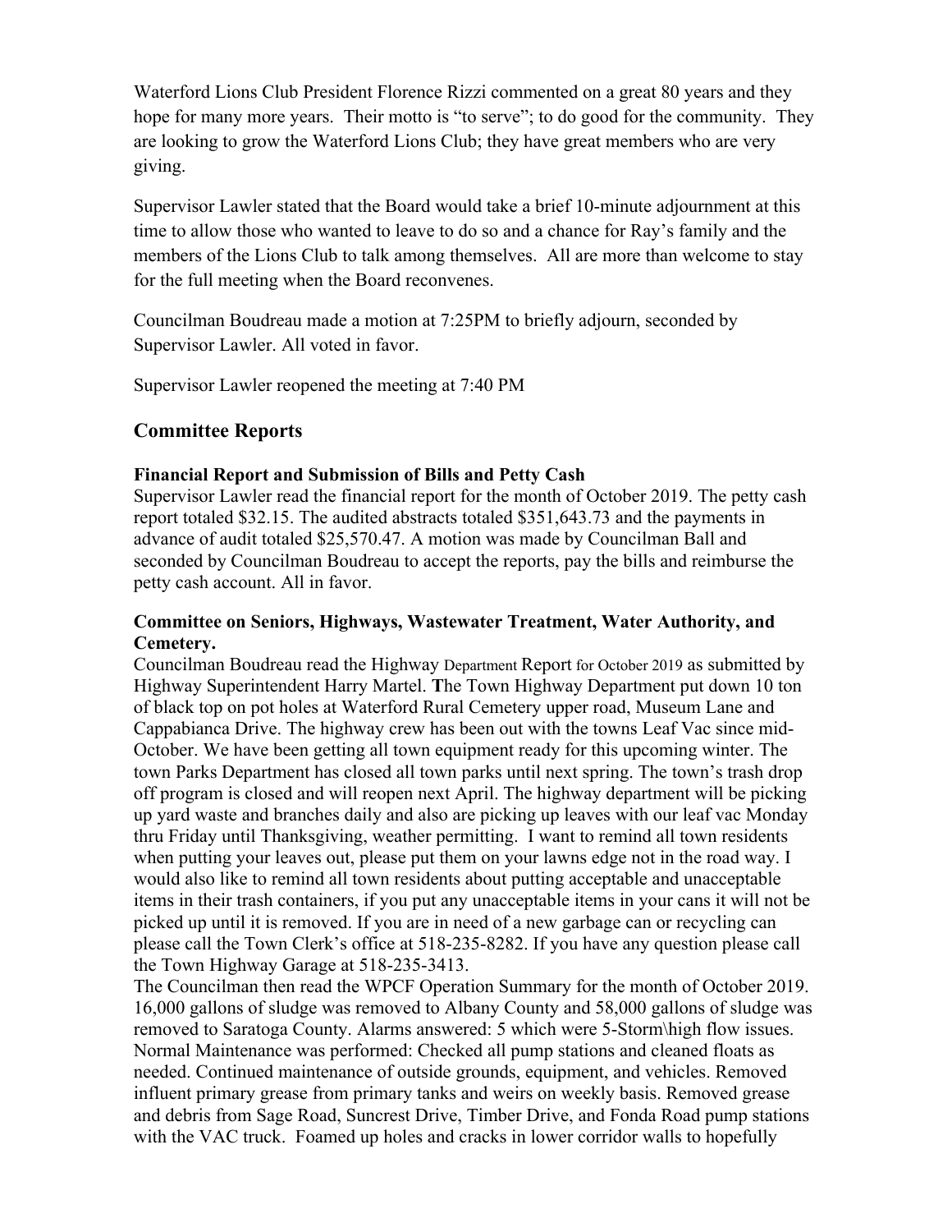Waterford Lions Club President Florence Rizzi commented on a great 80 years and they hope for many more years. Their motto is "to serve"; to do good for the community. They are looking to grow the Waterford Lions Club; they have great members who are very giving.

Supervisor Lawler stated that the Board would take a brief 10-minute adjournment at this time to allow those who wanted to leave to do so and a chance for Ray's family and the members of the Lions Club to talk among themselves. All are more than welcome to stay for the full meeting when the Board reconvenes.

Councilman Boudreau made a motion at 7:25PM to briefly adjourn, seconded by Supervisor Lawler. All voted in favor.

Supervisor Lawler reopened the meeting at 7:40 PM

## Committee Reports

### Financial Report and Submission of Bills and Petty Cash

Supervisor Lawler read the financial report for the month of October 2019. The petty cash report totaled $32.15. The audited abstracts totaled $351,643.73 and the payments in advance of audit totaled $25,570.47. A motion was made by Councilman Ball and seconded by Councilman Boudreau to accept the reports, pay the bills and reimburse the petty cash account. All in favor.

### Committee on Seniors, Highways, Wastewater Treatment, Water Authority, and Cemetery.

Councilman Boudreau read the Highway Department Report for October 2019 as submitted by Highway Superintendent Harry Martel. **T**he Town Highway Department put down 10 ton of black top on pot holes at Waterford Rural Cemetery upper road, Museum Lane and Cappabianca Drive. The highway crew has been out with the towns Leaf Vac since mid-October. We have been getting all town equipment ready for this upcoming winter. The town Parks Department has closed all town parks until next spring. The town's trash drop off program is closed and will reopen next April. The highway department will be picking up yard waste and branches daily and also are picking up leaves with our leaf vac Monday thru Friday until Thanksgiving, weather permitting. I want to remind all town residents when putting your leaves out, please put them on your lawns edge not in the road way. I would also like to remind all town residents about putting acceptable and unacceptable items in their trash containers, if you put any unacceptable items in your cans it will not be picked up until it is removed. If you are in need of a new garbage can or recycling can please call the Town Clerk's office at 518-235-8282. If you have any question please call the Town Highway Garage at 518-235-3413.

The Councilman then read the WPCF Operation Summary for the month of October 2019. 16,000 gallons of sludge was removed to Albany County and 58,000 gallons of sludge was removed to Saratoga County. Alarms answered: 5 which were 5-Storm\high flow issues. Normal Maintenance was performed: Checked all pump stations and cleaned floats as needed. Continued maintenance of outside grounds, equipment, and vehicles. Removed influent primary grease from primary tanks and weirs on weekly basis. Removed grease and debris from Sage Road, Suncrest Drive, Timber Drive, and Fonda Road pump stations with the VAC truck. Foamed up holes and cracks in lower corridor walls to hopefully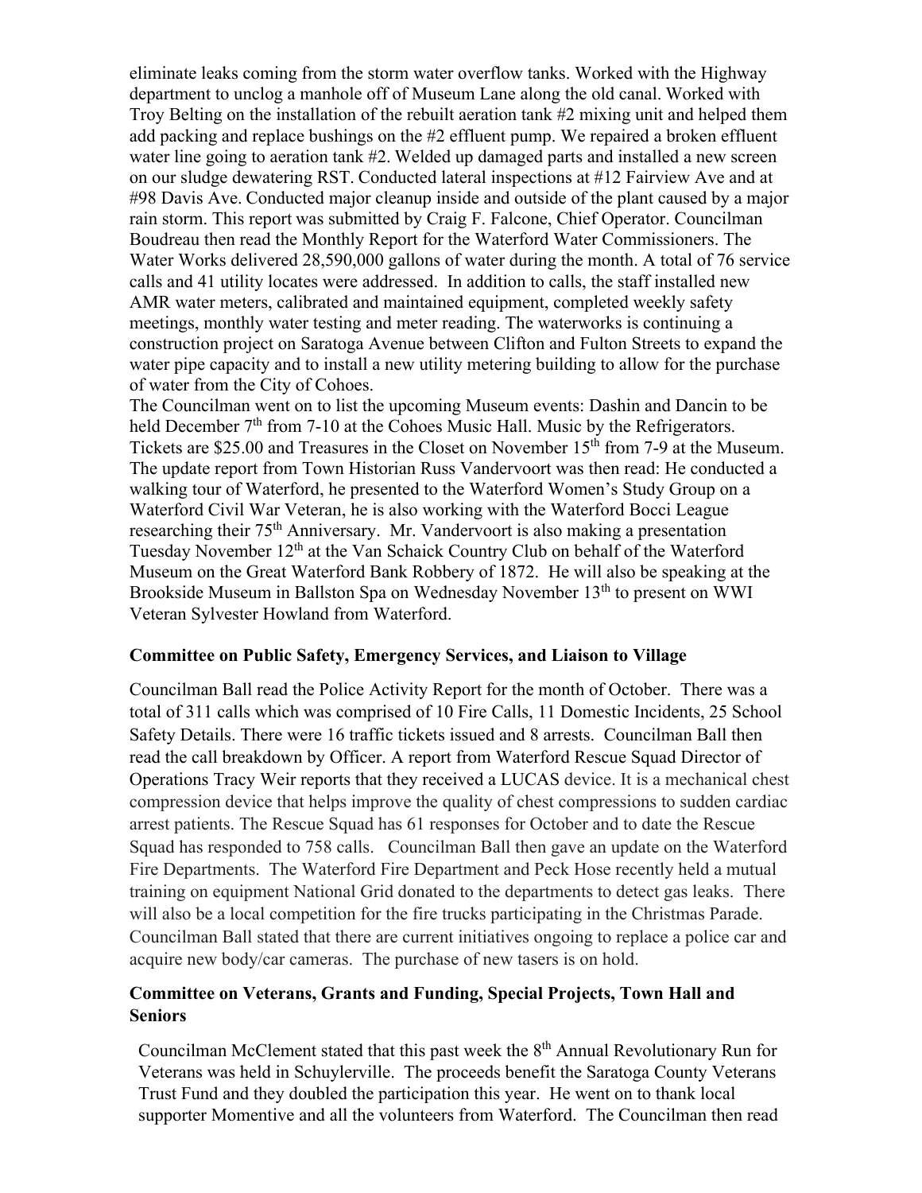eliminate leaks coming from the storm water overflow tanks. Worked with the Highway department to unclog a manhole off of Museum Lane along the old canal. Worked with Troy Belting on the installation of the rebuilt aeration tank #2 mixing unit and helped them add packing and replace bushings on the #2 effluent pump. We repaired a broken effluent water line going to aeration tank #2. Welded up damaged parts and installed a new screen on our sludge dewatering RST. Conducted lateral inspections at #12 Fairview Ave and at #98 Davis Ave. Conducted major cleanup inside and outside of the plant caused by a major rain storm. This report was submitted by Craig F. Falcone, Chief Operator. Councilman Boudreau then read the Monthly Report for the Waterford Water Commissioners. The Water Works delivered 28,590,000 gallons of water during the month. A total of 76 service calls and 41 utility locates were addressed. In addition to calls, the staff installed new AMR water meters, calibrated and maintained equipment, completed weekly safety meetings, monthly water testing and meter reading. The waterworks is continuing a construction project on Saratoga Avenue between Clifton and Fulton Streets to expand the water pipe capacity and to install a new utility metering building to allow for the purchase of water from the City of Cohoes.

The Councilman went on to list the upcoming Museum events: Dashin and Dancin to be held December 7th from 7-10 at the Cohoes Music Hall. Music by the Refrigerators. Tickets are $25.00 and Treasures in the Closet on November 15th from 7-9 at the Museum. The update report from Town Historian Russ Vandervoort was then read: He conducted a walking tour of Waterford, he presented to the Waterford Women's Study Group on a Waterford Civil War Veteran, he is also working with the Waterford Bocci League researching their 75th Anniversary. Mr. Vandervoort is also making a presentation Tuesday November 12th at the Van Schaick Country Club on behalf of the Waterford Museum on the Great Waterford Bank Robbery of 1872. He will also be speaking at the Brookside Museum in Ballston Spa on Wednesday November 13th to present on WWI Veteran Sylvester Howland from Waterford.

**Committee on Public Safety, Emergency Services, and Liaison to Village**

Councilman Ball read the Police Activity Report for the month of October. There was a total of 311 calls which was comprised of 10 Fire Calls, 11 Domestic Incidents, 25 School Safety Details. There were 16 traffic tickets issued and 8 arrests. Councilman Ball then read the call breakdown by Officer. A report from Waterford Rescue Squad Director of Operations Tracy Weir reports that they received a LUCAS device. It is a mechanical chest compression device that helps improve the quality of chest compressions to sudden cardiac arrest patients. The Rescue Squad has 61 responses for October and to date the Rescue Squad has responded to 758 calls. Councilman Ball then gave an update on the Waterford Fire Departments. The Waterford Fire Department and Peck Hose recently held a mutual training on equipment National Grid donated to the departments to detect gas leaks. There will also be a local competition for the fire trucks participating in the Christmas Parade. Councilman Ball stated that there are current initiatives ongoing to replace a police car and acquire new body/car cameras. The purchase of new tasers is on hold.

**Committee on Veterans, Grants and Funding, Special Projects, Town Hall and Seniors**

Councilman McClement stated that this past week the 8th Annual Revolutionary Run for Veterans was held in Schuylerville. The proceeds benefit the Saratoga County Veterans Trust Fund and they doubled the participation this year. He went on to thank local supporter Momentive and all the volunteers from Waterford. The Councilman then read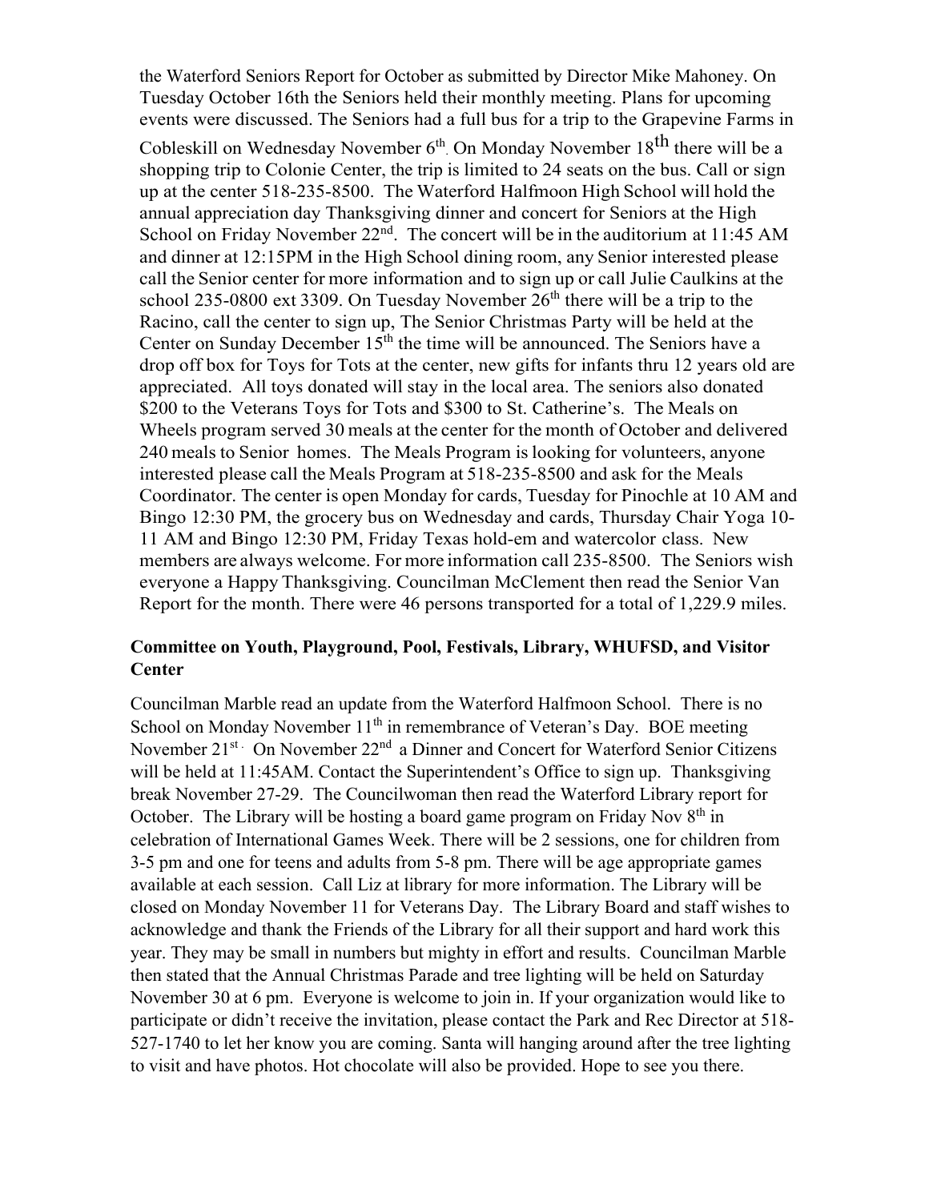the Waterford Seniors Report for October as submitted by Director Mike Mahoney. On Tuesday October 16th the Seniors held their monthly meeting. Plans for upcoming events were discussed. The Seniors had a full bus for a trip to the Grapevine Farms in Cobleskill on Wednesday November 6th. On Monday November 18th there will be a shopping trip to Colonie Center, the trip is limited to 24 seats on the bus. Call or sign up at the center 518-235-8500. The Waterford Halfmoon High School will hold the annual appreciation day Thanksgiving dinner and concert for Seniors at the High School on Friday November 22nd. The concert will be in the auditorium at 11:45 AM and dinner at 12:15PM in the High School dining room, any Senior interested please call the Senior center for more information and to sign up or call Julie Caulkins at the school 235-0800 ext 3309. On Tuesday November 26th there will be a trip to the Racino, call the center to sign up, The Senior Christmas Party will be held at the Center on Sunday December 15th the time will be announced. The Seniors have a drop off box for Toys for Tots at the center, new gifts for infants thru 12 years old are appreciated. All toys donated will stay in the local area. The seniors also donated $200 to the Veterans Toys for Tots and $300 to St. Catherine's. The Meals on Wheels program served 30 meals at the center for the month of October and delivered 240 meals to Senior homes. The Meals Program is looking for volunteers, anyone interested please call the Meals Program at 518-235-8500 and ask for the Meals Coordinator. The center is open Monday for cards, Tuesday for Pinochle at 10 AM and Bingo 12:30 PM, the grocery bus on Wednesday and cards, Thursday Chair Yoga 10-11 AM and Bingo 12:30 PM, Friday Texas hold-em and watercolor class. New members are always welcome. For more information call 235-8500. The Seniors wish everyone a Happy Thanksgiving. Councilman McClement then read the Senior Van Report for the month. There were 46 persons transported for a total of 1,229.9 miles.

**Committee on Youth, Playground, Pool, Festivals, Library, WHUFSD, and Visitor Center**

Councilman Marble read an update from the Waterford Halfmoon School. There is no School on Monday November 11th in remembrance of Veteran's Day. BOE meeting November 21st. On November 22nd a Dinner and Concert for Waterford Senior Citizens will be held at 11:45AM. Contact the Superintendent's Office to sign up. Thanksgiving break November 27-29. The Councilwoman then read the Waterford Library report for October. The Library will be hosting a board game program on Friday Nov 8th in celebration of International Games Week. There will be 2 sessions, one for children from 3-5 pm and one for teens and adults from 5-8 pm. There will be age appropriate games available at each session. Call Liz at library for more information. The Library will be closed on Monday November 11 for Veterans Day. The Library Board and staff wishes to acknowledge and thank the Friends of the Library for all their support and hard work this year. They may be small in numbers but mighty in effort and results. Councilman Marble then stated that the Annual Christmas Parade and tree lighting will be held on Saturday November 30 at 6 pm. Everyone is welcome to join in. If your organization would like to participate or didn't receive the invitation, please contact the Park and Rec Director at 518-527-1740 to let her know you are coming. Santa will hanging around after the tree lighting to visit and have photos. Hot chocolate will also be provided. Hope to see you there.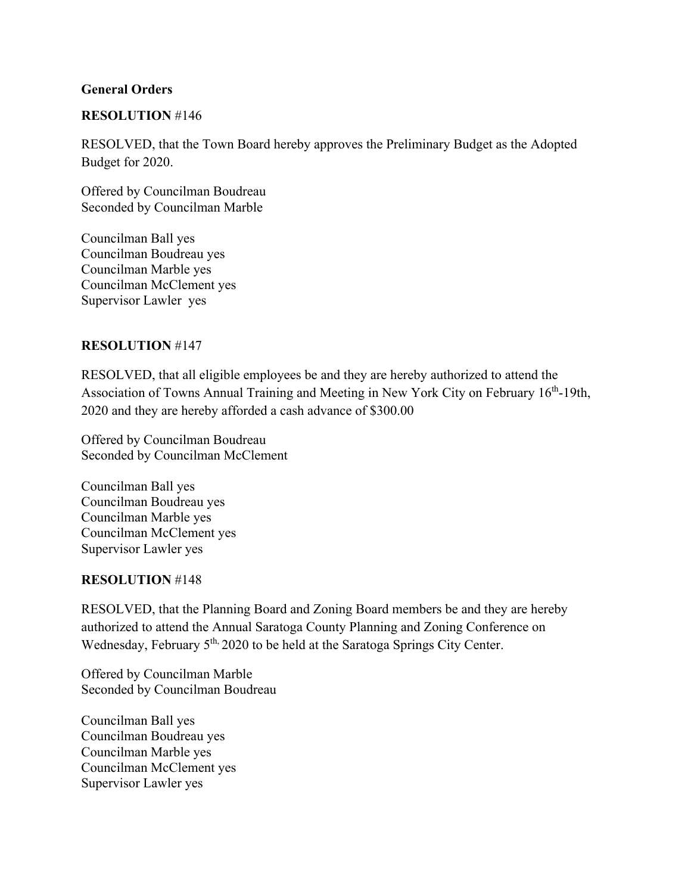**General Orders**

**RESOLUTION** #146

RESOLVED, that the Town Board hereby approves the Preliminary Budget as the Adopted Budget for 2020.

Offered by Councilman Boudreau
Seconded by Councilman Marble

Councilman Ball yes
Councilman Boudreau yes
Councilman Marble yes
Councilman McClement yes
Supervisor Lawler yes

**RESOLUTION** #147

RESOLVED, that all eligible employees be and they are hereby authorized to attend the Association of Towns Annual Training and Meeting in New York City on February 16th-19th, 2020 and they are hereby afforded a cash advance of $300.00

Offered by Councilman Boudreau
Seconded by Councilman McClement

Councilman Ball yes
Councilman Boudreau yes
Councilman Marble yes
Councilman McClement yes
Supervisor Lawler yes

**RESOLUTION** #148

RESOLVED, that the Planning Board and Zoning Board members be and they are hereby authorized to attend the Annual Saratoga County Planning and Zoning Conference on Wednesday, February 5th, 2020 to be held at the Saratoga Springs City Center.

Offered by Councilman Marble
Seconded by Councilman Boudreau

Councilman Ball yes
Councilman Boudreau yes
Councilman Marble yes
Councilman McClement yes
Supervisor Lawler yes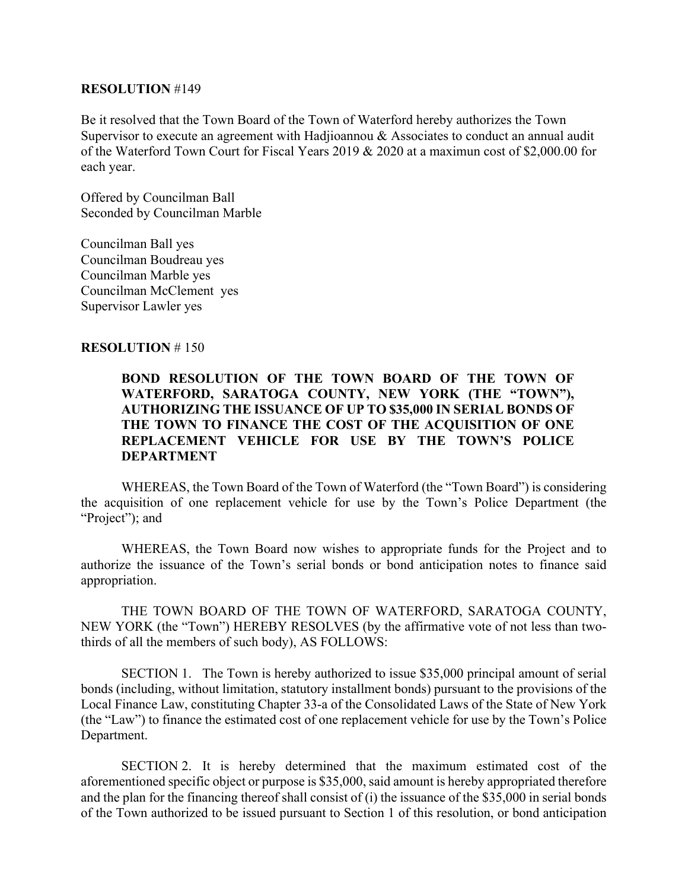**RESOLUTION** #149

Be it resolved that the Town Board of the Town of Waterford hereby authorizes the Town Supervisor to execute an agreement with Hadjioannou & Associates to conduct an annual audit of the Waterford Town Court for Fiscal Years 2019 & 2020 at a maximun cost of $2,000.00 for each year.

Offered by Councilman Ball
Seconded by Councilman Marble

Councilman Ball yes
Councilman Boudreau yes
Councilman Marble yes
Councilman McClement yes
Supervisor Lawler yes

**RESOLUTION** # 150

**BOND RESOLUTION OF THE TOWN BOARD OF THE TOWN OF WATERFORD, SARATOGA COUNTY, NEW YORK (THE "TOWN"), AUTHORIZING THE ISSUANCE OF UP TO $35,000 IN SERIAL BONDS OF THE TOWN TO FINANCE THE COST OF THE ACQUISITION OF ONE REPLACEMENT VEHICLE FOR USE BY THE TOWN'S POLICE DEPARTMENT**

WHEREAS, the Town Board of the Town of Waterford (the "Town Board") is considering the acquisition of one replacement vehicle for use by the Town's Police Department (the "Project"); and

WHEREAS, the Town Board now wishes to appropriate funds for the Project and to authorize the issuance of the Town's serial bonds or bond anticipation notes to finance said appropriation.

THE TOWN BOARD OF THE TOWN OF WATERFORD, SARATOGA COUNTY, NEW YORK (the "Town") HEREBY RESOLVES (by the affirmative vote of not less than two-thirds of all the members of such body), AS FOLLOWS:

SECTION 1. The Town is hereby authorized to issue $35,000 principal amount of serial bonds (including, without limitation, statutory installment bonds) pursuant to the provisions of the Local Finance Law, constituting Chapter 33-a of the Consolidated Laws of the State of New York (the "Law") to finance the estimated cost of one replacement vehicle for use by the Town's Police Department.

SECTION 2. It is hereby determined that the maximum estimated cost of the aforementioned specific object or purpose is $35,000, said amount is hereby appropriated therefore and the plan for the financing thereof shall consist of (i) the issuance of the $35,000 in serial bonds of the Town authorized to be issued pursuant to Section 1 of this resolution, or bond anticipation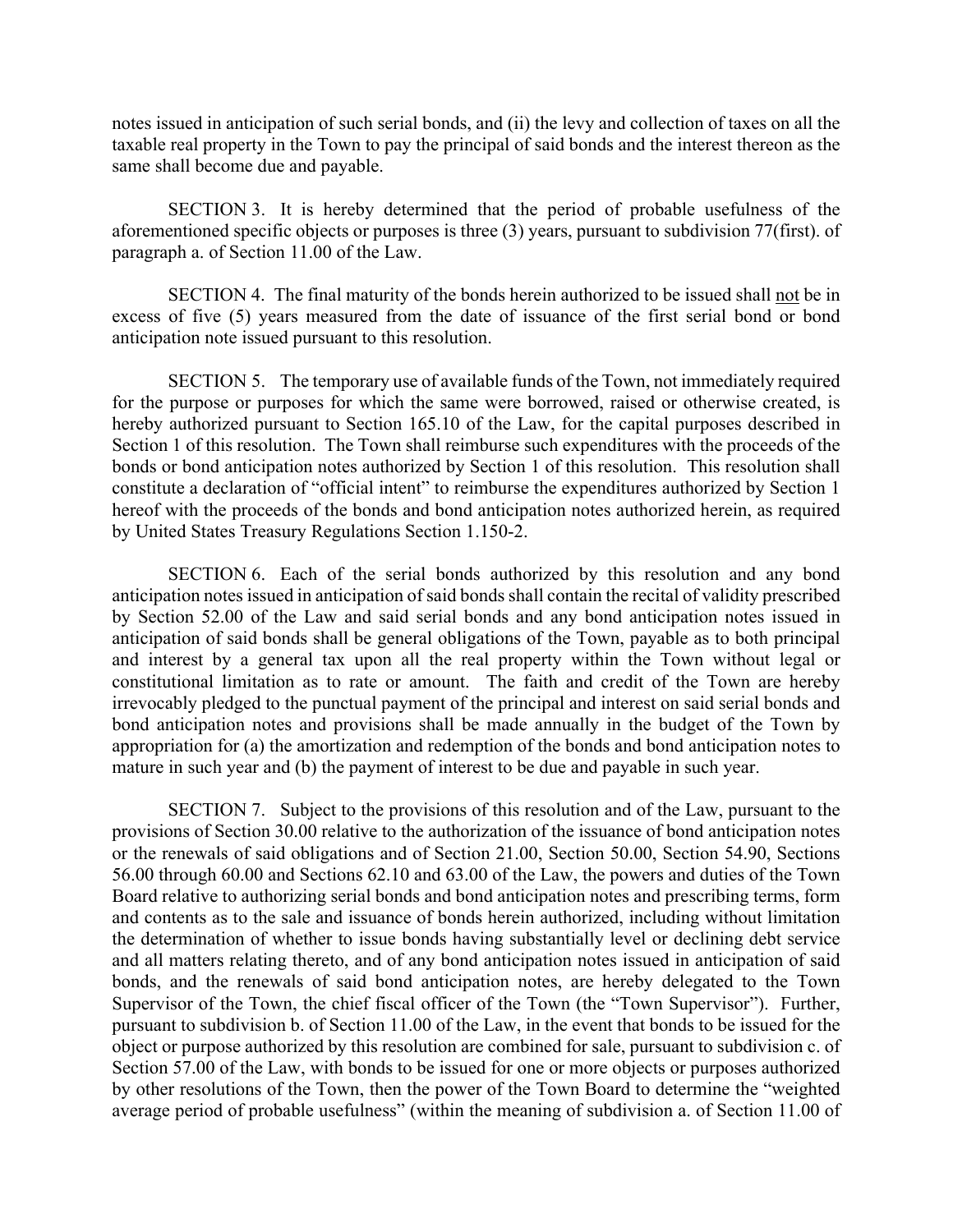notes issued in anticipation of such serial bonds, and (ii) the levy and collection of taxes on all the taxable real property in the Town to pay the principal of said bonds and the interest thereon as the same shall become due and payable.

SECTION 3. It is hereby determined that the period of probable usefulness of the aforementioned specific objects or purposes is three (3) years, pursuant to subdivision 77(first). of paragraph a. of Section 11.00 of the Law.

SECTION 4. The final maturity of the bonds herein authorized to be issued shall not be in excess of five (5) years measured from the date of issuance of the first serial bond or bond anticipation note issued pursuant to this resolution.

SECTION 5. The temporary use of available funds of the Town, not immediately required for the purpose or purposes for which the same were borrowed, raised or otherwise created, is hereby authorized pursuant to Section 165.10 of the Law, for the capital purposes described in Section 1 of this resolution. The Town shall reimburse such expenditures with the proceeds of the bonds or bond anticipation notes authorized by Section 1 of this resolution. This resolution shall constitute a declaration of "official intent" to reimburse the expenditures authorized by Section 1 hereof with the proceeds of the bonds and bond anticipation notes authorized herein, as required by United States Treasury Regulations Section 1.150-2.

SECTION 6. Each of the serial bonds authorized by this resolution and any bond anticipation notes issued in anticipation of said bonds shall contain the recital of validity prescribed by Section 52.00 of the Law and said serial bonds and any bond anticipation notes issued in anticipation of said bonds shall be general obligations of the Town, payable as to both principal and interest by a general tax upon all the real property within the Town without legal or constitutional limitation as to rate or amount. The faith and credit of the Town are hereby irrevocably pledged to the punctual payment of the principal and interest on said serial bonds and bond anticipation notes and provisions shall be made annually in the budget of the Town by appropriation for (a) the amortization and redemption of the bonds and bond anticipation notes to mature in such year and (b) the payment of interest to be due and payable in such year.

SECTION 7. Subject to the provisions of this resolution and of the Law, pursuant to the provisions of Section 30.00 relative to the authorization of the issuance of bond anticipation notes or the renewals of said obligations and of Section 21.00, Section 50.00, Section 54.90, Sections 56.00 through 60.00 and Sections 62.10 and 63.00 of the Law, the powers and duties of the Town Board relative to authorizing serial bonds and bond anticipation notes and prescribing terms, form and contents as to the sale and issuance of bonds herein authorized, including without limitation the determination of whether to issue bonds having substantially level or declining debt service and all matters relating thereto, and of any bond anticipation notes issued in anticipation of said bonds, and the renewals of said bond anticipation notes, are hereby delegated to the Town Supervisor of the Town, the chief fiscal officer of the Town (the "Town Supervisor"). Further, pursuant to subdivision b. of Section 11.00 of the Law, in the event that bonds to be issued for the object or purpose authorized by this resolution are combined for sale, pursuant to subdivision c. of Section 57.00 of the Law, with bonds to be issued for one or more objects or purposes authorized by other resolutions of the Town, then the power of the Town Board to determine the "weighted average period of probable usefulness" (within the meaning of subdivision a. of Section 11.00 of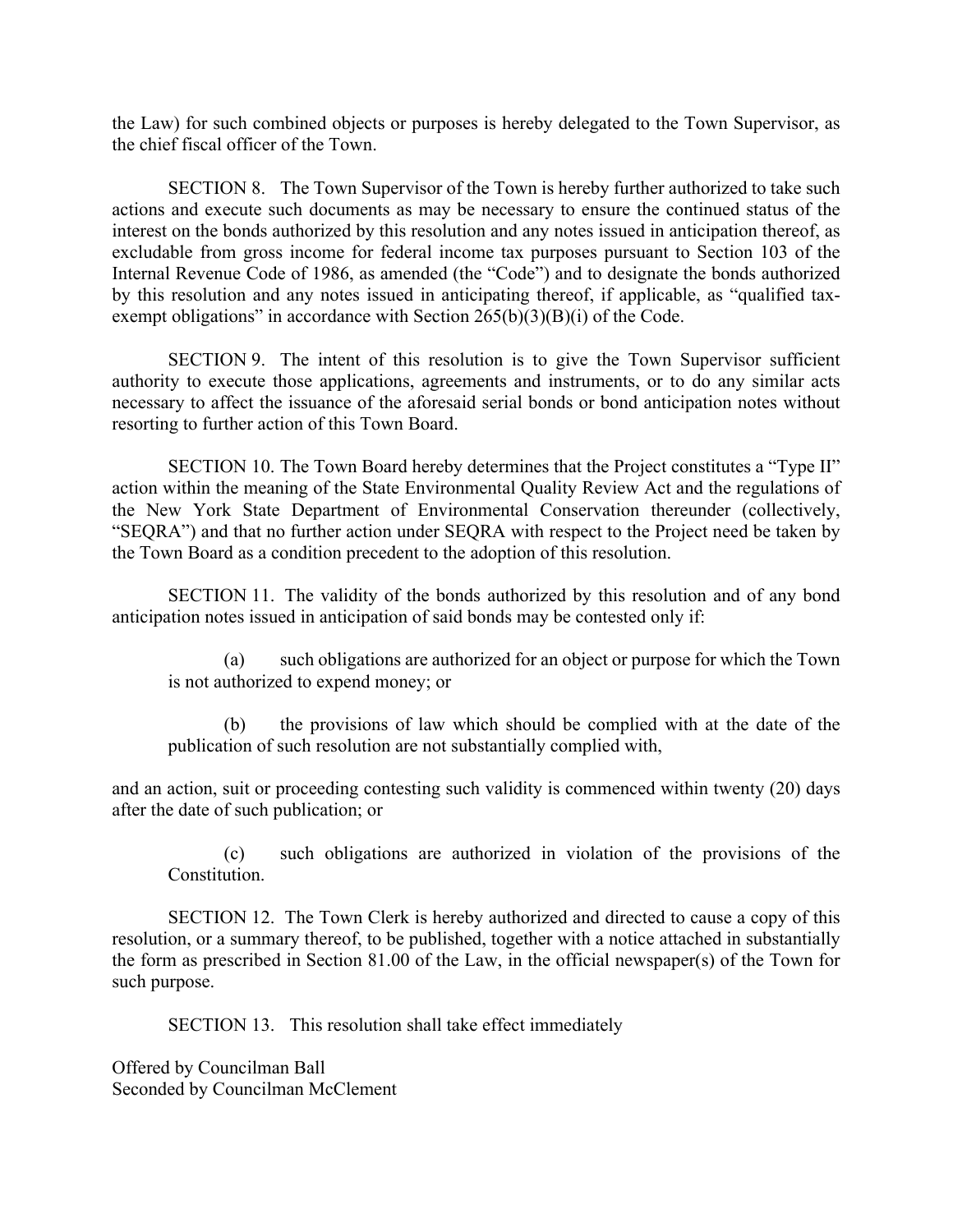the Law) for such combined objects or purposes is hereby delegated to the Town Supervisor, as the chief fiscal officer of the Town.

SECTION 8. The Town Supervisor of the Town is hereby further authorized to take such actions and execute such documents as may be necessary to ensure the continued status of the interest on the bonds authorized by this resolution and any notes issued in anticipation thereof, as excludable from gross income for federal income tax purposes pursuant to Section 103 of the Internal Revenue Code of 1986, as amended (the "Code") and to designate the bonds authorized by this resolution and any notes issued in anticipating thereof, if applicable, as "qualified tax-exempt obligations" in accordance with Section 265(b)(3)(B)(i) of the Code.

SECTION 9. The intent of this resolution is to give the Town Supervisor sufficient authority to execute those applications, agreements and instruments, or to do any similar acts necessary to affect the issuance of the aforesaid serial bonds or bond anticipation notes without resorting to further action of this Town Board.

SECTION 10. The Town Board hereby determines that the Project constitutes a "Type II" action within the meaning of the State Environmental Quality Review Act and the regulations of the New York State Department of Environmental Conservation thereunder (collectively, "SEQRA") and that no further action under SEQRA with respect to the Project need be taken by the Town Board as a condition precedent to the adoption of this resolution.

SECTION 11. The validity of the bonds authorized by this resolution and of any bond anticipation notes issued in anticipation of said bonds may be contested only if:

(a) such obligations are authorized for an object or purpose for which the Town is not authorized to expend money; or

(b) the provisions of law which should be complied with at the date of the publication of such resolution are not substantially complied with,

and an action, suit or proceeding contesting such validity is commenced within twenty (20) days after the date of such publication; or

(c) such obligations are authorized in violation of the provisions of the Constitution.

SECTION 12. The Town Clerk is hereby authorized and directed to cause a copy of this resolution, or a summary thereof, to be published, together with a notice attached in substantially the form as prescribed in Section 81.00 of the Law, in the official newspaper(s) of the Town for such purpose.

SECTION 13. This resolution shall take effect immediately

Offered by Councilman Ball
Seconded by Councilman McClement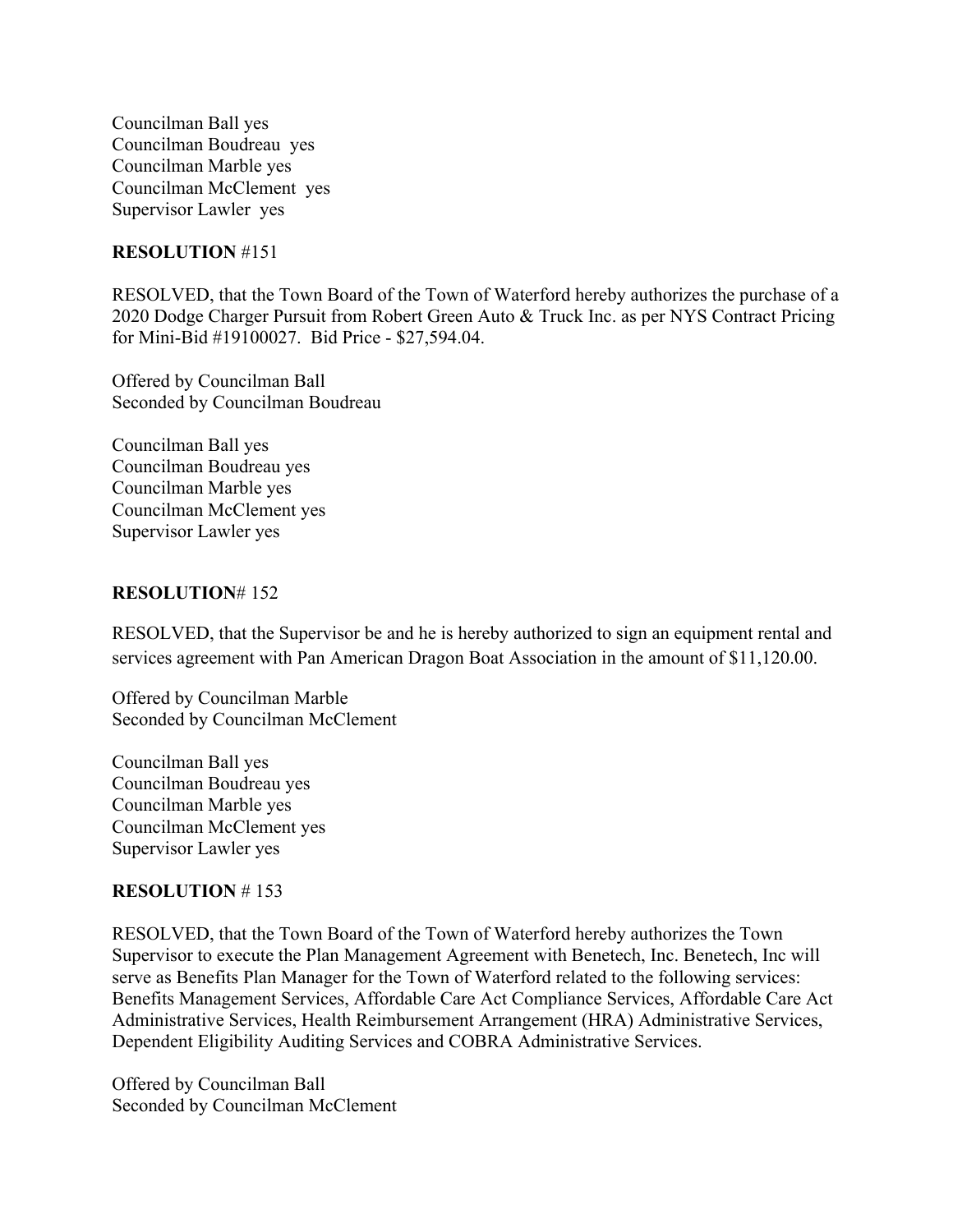Councilman Ball yes
Councilman Boudreau yes
Councilman Marble yes
Councilman McClement yes
Supervisor Lawler yes

**RESOLUTION** #151

RESOLVED, that the Town Board of the Town of Waterford hereby authorizes the purchase of a 2020 Dodge Charger Pursuit from Robert Green Auto & Truck Inc. as per NYS Contract Pricing for Mini-Bid #19100027. Bid Price - $27,594.04.

Offered by Councilman Ball
Seconded by Councilman Boudreau

Councilman Ball yes
Councilman Boudreau yes
Councilman Marble yes
Councilman McClement yes
Supervisor Lawler yes

**RESOLUTION**# 152

RESOLVED, that the Supervisor be and he is hereby authorized to sign an equipment rental and services agreement with Pan American Dragon Boat Association in the amount of $11,120.00.

Offered by Councilman Marble
Seconded by Councilman McClement

Councilman Ball yes
Councilman Boudreau yes
Councilman Marble yes
Councilman McClement yes
Supervisor Lawler yes

**RESOLUTION** # 153

RESOLVED, that the Town Board of the Town of Waterford hereby authorizes the Town Supervisor to execute the Plan Management Agreement with Benetech, Inc. Benetech, Inc will serve as Benefits Plan Manager for the Town of Waterford related to the following services: Benefits Management Services, Affordable Care Act Compliance Services, Affordable Care Act Administrative Services, Health Reimbursement Arrangement (HRA) Administrative Services, Dependent Eligibility Auditing Services and COBRA Administrative Services.

Offered by Councilman Ball
Seconded by Councilman McClement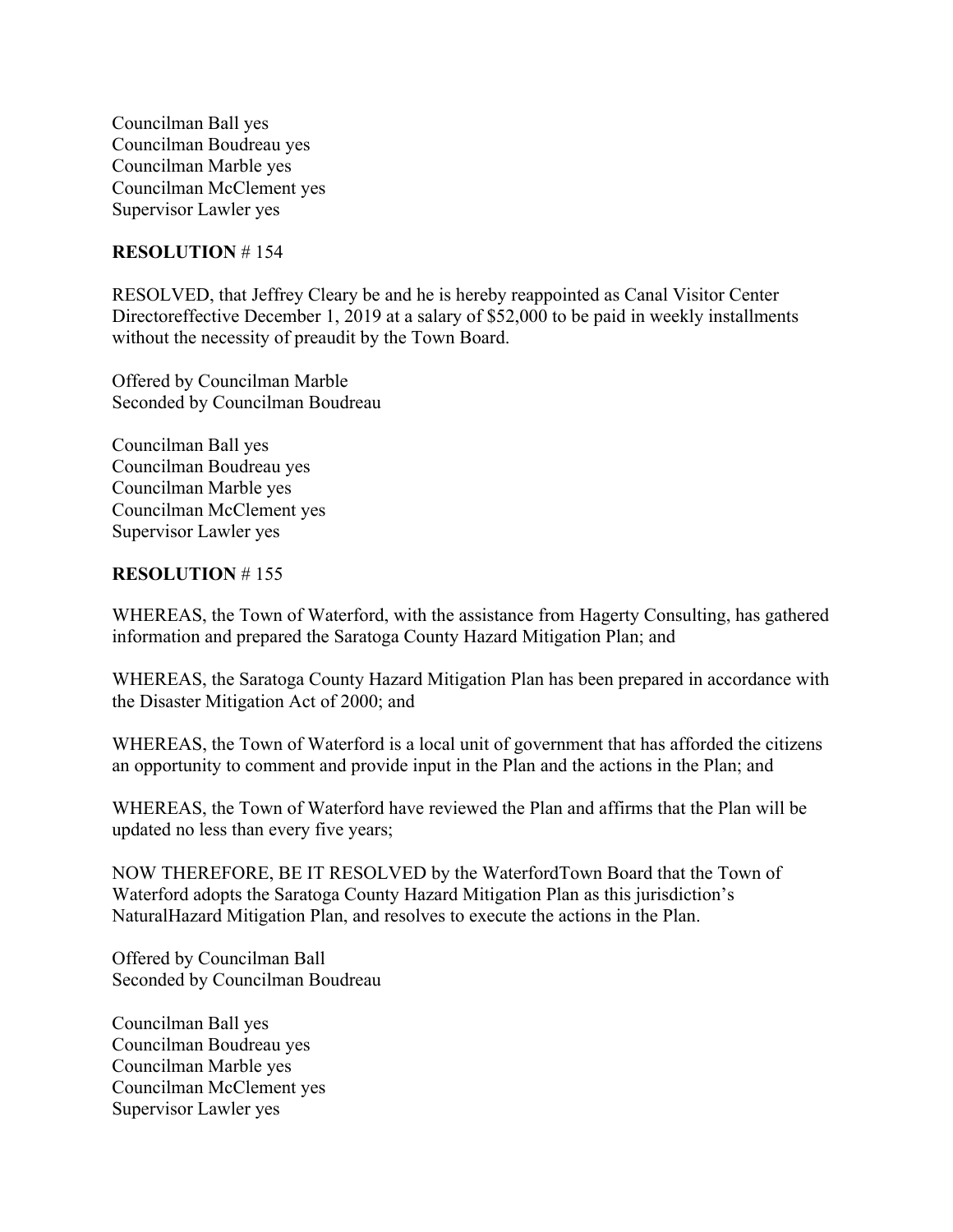Councilman Ball yes
Councilman Boudreau yes
Councilman Marble yes
Councilman McClement yes
Supervisor Lawler yes

**RESOLUTION** # 154

RESOLVED, that Jeffrey Cleary be and he is hereby reappointed as Canal Visitor Center Directoreffective December 1, 2019 at a salary of $52,000 to be paid in weekly installments without the necessity of preaudit by the Town Board.

Offered by Councilman Marble
Seconded by Councilman Boudreau

Councilman Ball yes
Councilman Boudreau yes
Councilman Marble yes
Councilman McClement yes
Supervisor Lawler yes

**RESOLUTION** # 155

WHEREAS, the Town of Waterford, with the assistance from Hagerty Consulting, has gathered information and prepared the Saratoga County Hazard Mitigation Plan; and

WHEREAS, the Saratoga County Hazard Mitigation Plan has been prepared in accordance with the Disaster Mitigation Act of 2000; and

WHEREAS, the Town of Waterford is a local unit of government that has afforded the citizens an opportunity to comment and provide input in the Plan and the actions in the Plan; and

WHEREAS, the Town of Waterford have reviewed the Plan and affirms that the Plan will be updated no less than every five years;

NOW THEREFORE, BE IT RESOLVED by the WaterfordTown Board that the Town of Waterford adopts the Saratoga County Hazard Mitigation Plan as this jurisdiction's NaturalHazard Mitigation Plan, and resolves to execute the actions in the Plan.

Offered by Councilman Ball
Seconded by Councilman Boudreau

Councilman Ball yes
Councilman Boudreau yes
Councilman Marble yes
Councilman McClement yes
Supervisor Lawler yes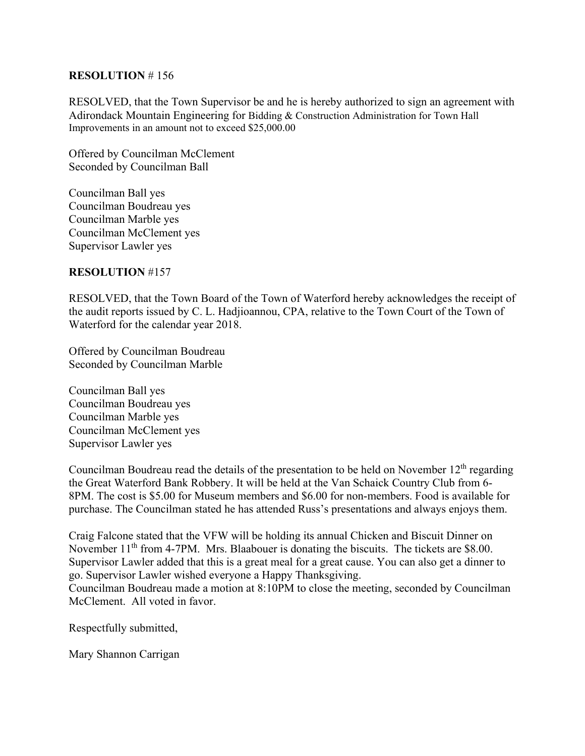**RESOLUTION** # 156

RESOLVED, that the Town Supervisor be and he is hereby authorized to sign an agreement with Adirondack Mountain Engineering for Bidding & Construction Administration for Town Hall Improvements in an amount not to exceed $25,000.00

Offered by Councilman McClement
Seconded by Councilman Ball

Councilman Ball yes
Councilman Boudreau yes
Councilman Marble yes
Councilman McClement yes
Supervisor Lawler yes

**RESOLUTION** #157

RESOLVED, that the Town Board of the Town of Waterford hereby acknowledges the receipt of the audit reports issued by C. L. Hadjioannou, CPA, relative to the Town Court of the Town of Waterford for the calendar year 2018.

Offered by Councilman Boudreau
Seconded by Councilman Marble

Councilman Ball yes
Councilman Boudreau yes
Councilman Marble yes
Councilman McClement yes
Supervisor Lawler yes

Councilman Boudreau read the details of the presentation to be held on November 12th regarding the Great Waterford Bank Robbery. It will be held at the Van Schaick Country Club from 6-8PM. The cost is $5.00 for Museum members and $6.00 for non-members. Food is available for purchase. The Councilman stated he has attended Russ's presentations and always enjoys them.

Craig Falcone stated that the VFW will be holding its annual Chicken and Biscuit Dinner on November 11th from 4-7PM. Mrs. Blaabouer is donating the biscuits. The tickets are $8.00. Supervisor Lawler added that this is a great meal for a great cause. You can also get a dinner to go. Supervisor Lawler wished everyone a Happy Thanksgiving.
Councilman Boudreau made a motion at 8:10PM to close the meeting, seconded by Councilman McClement. All voted in favor.

Respectfully submitted,

Mary Shannon Carrigan